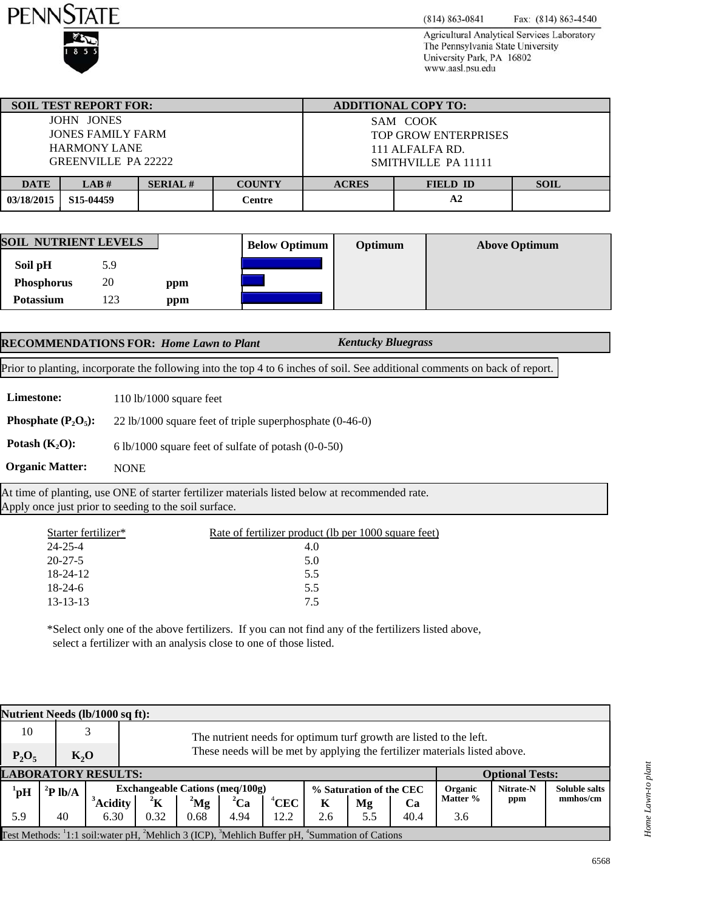PENNSTATE

(814) 863-0841 Fax: (814) 863-4540

Agricultural Analytical Services Laboratory
The Pennsylvania State University
University Park, PA 16802
www.aasl.psu.edu

| SOIL TEST REPORT FOR: | ADDITIONAL COPY TO: |
|---|---|
| JOHN JONES<br>JONES FAMILY FARM<br>HARMONY LANE<br>GREENVILLE PA 22222 | SAM COOK<br>TOP GROW ENTERPRISES<br>111 ALFALFA RD.<br>SMITHVILLE PA 11111 |

| DATE | LAB # | SERIAL # | COUNTY | ACRES | FIELD ID | SOIL |
|---|---|---|---|---|---|---|
| 03/18/2015 | S15-04459 | | Centre | | A2 | |

| SOIL NUTRIENT LEVELS | | | Below Optimum | Optimum | Above Optimum |
|---|---|---|---|---|---|
| Soil pH | 5.9 | | ■■■■■ | | |
| Phosphorus | 20 | ppm | ■ | | |
| Potassium | 123 | ppm | ■■■■■ | | |

**RECOMMENDATIONS FOR:** *Home Lawn to Plant* *Kentucky Bluegrass*

Prior to planting, incorporate the following into the top 4 to 6 inches of soil. See additional comments on back of report.

**Limestone:** 110 lb/1000 square feet

**Phosphate ($P_2O_5$):** 22 lb/1000 square feet of triple superphosphate (0-46-0)

**Potash ($K_2O$):** 6 lb/1000 square feet of sulfate of potash (0-0-50)

**Organic Matter:** NONE

At time of planting, use ONE of starter fertilizer materials listed below at recommended rate.
Apply once just prior to seeding to the soil surface.

| Starter fertilizer* | Rate of fertilizer product (lb per 1000 square feet) |
|---|---|
| 24-25-4 | 4.0 |
| 20-27-5 | 5.0 |
| 18-24-12 | 5.5 |
| 18-24-6 | 5.5 |
| 13-13-13 | 7.5 |

*Select only one of the above fertilizers. If you can not find any of the fertilizers listed above, select a fertilizer with an analysis close to one of those listed.

**Nutrient Needs (lb/1000 sq ft):**

| $P_2O_5$ | $K_2O$ | |
|---|---|---|
| 10 | 3 | The nutrient needs for optimum turf growth are listed to the left. These needs will be met by applying the fertilizer materials listed above. |

**LABORATORY RESULTS:**

| [1]pH | [2]P lb/A | Exchangeable Cations (meq/100g) | | | | | % Saturation of the CEC | | | Optional Tests: | | |
|---|---|---|---|---|---|---|---|---|---|---|---|---|
| | | [3]Acidity | [2]K | [2]Mg | [2]Ca | [4]CEC | K | Mg | Ca | Organic Matter % | Nitrate-N ppm | Soluble salts mmhos/cm |
| 5.9 | 40 | 6.30 | 0.32 | 0.68 | 4.94 | 12.2 | 2.6 | 5.5 | 40.4 | 3.6 | | |

Test Methods: [1]1:1 soil:water pH, [2]Mehlich 3 (ICP), [3]Mehlich Buffer pH, [4]Summation of Cations

*Home Lawn-to plant*

6568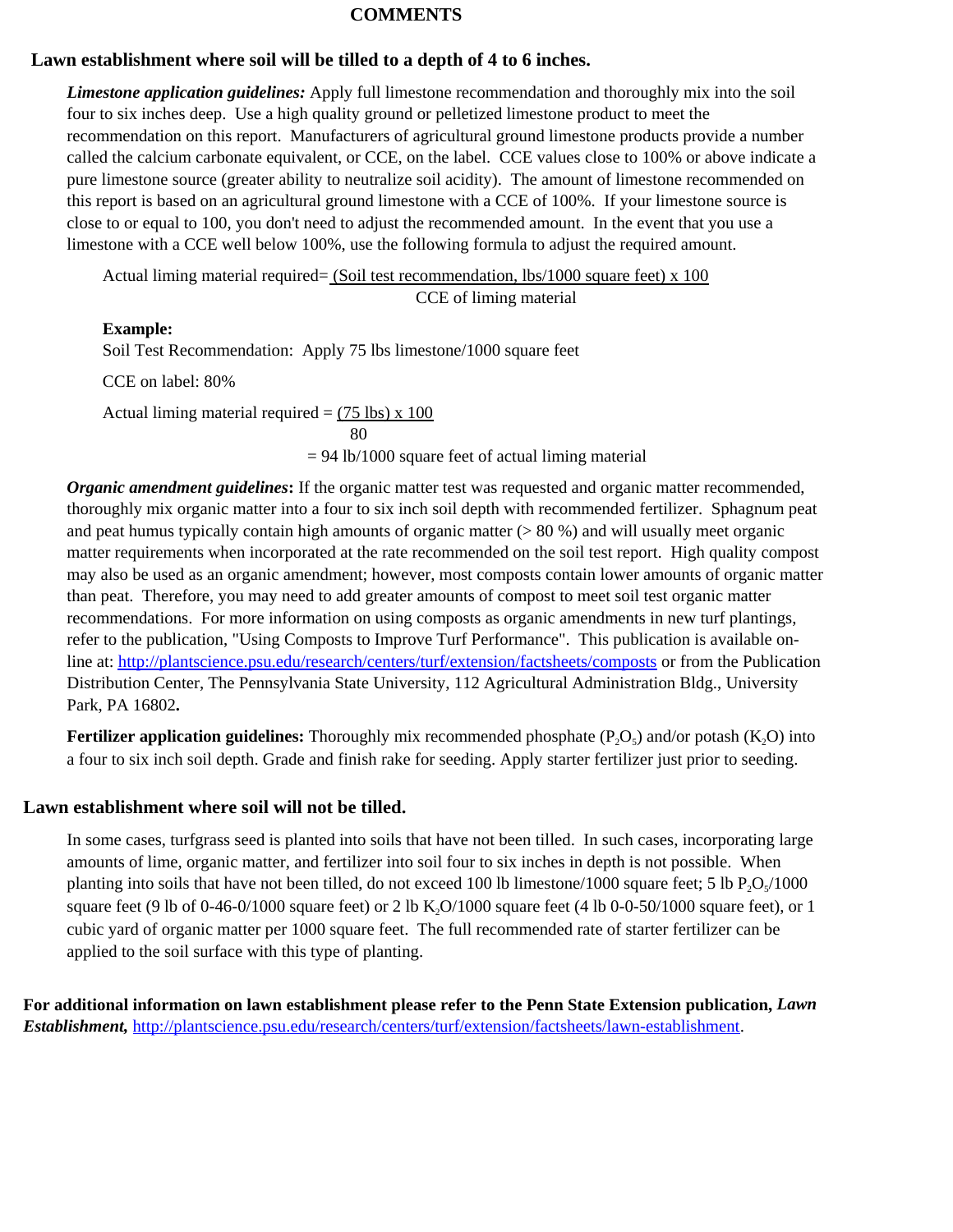# COMMENTS

## Lawn establishment where soil will be tilled to a depth of 4 to 6 inches.

***Limestone application guidelines:*** Apply full limestone recommendation and thoroughly mix into the soil four to six inches deep. Use a high quality ground or pelletized limestone product to meet the recommendation on this report. Manufacturers of agricultural ground limestone products provide a number called the calcium carbonate equivalent, or CCE, on the label. CCE values close to 100% or above indicate a pure limestone source (greater ability to neutralize soil acidity). The amount of limestone recommended on this report is based on an agricultural ground limestone with a CCE of 100%. If your limestone source is close to or equal to 100, you don't need to adjust the recommended amount. In the event that you use a limestone with a CCE well below 100%, use the following formula to adjust the required amount.

$$\text{Actual liming material required} = \frac{(\text{Soil test recommendation, lbs/1000 square feet}) \times 100}{\text{CCE of liming material}}$$

**Example:**

Soil Test Recommendation: Apply 75 lbs limestone/1000 square feet

CCE on label: 80%

$$\text{Actual liming material required} = \frac{(75\text{ lbs}) \times 100}{80}$$

$$= 94 \text{ lb/1000 square feet of actual liming material}$$

***Organic amendment guidelines*:** If the organic matter test was requested and organic matter recommended, thoroughly mix organic matter into a four to six inch soil depth with recommended fertilizer. Sphagnum peat and peat humus typically contain high amounts of organic matter (> 80 %) and will usually meet organic matter requirements when incorporated at the rate recommended on the soil test report. High quality compost may also be used as an organic amendment; however, most composts contain lower amounts of organic matter than peat. Therefore, you may need to add greater amounts of compost to meet soil test organic matter recommendations. For more information on using composts as organic amendments in new turf plantings, refer to the publication, "Using Composts to Improve Turf Performance". This publication is available on-line at: http://plantscience.psu.edu/research/centers/turf/extension/factsheets/composts or from the Publication Distribution Center, The Pennsylvania State University, 112 Agricultural Administration Bldg., University Park, PA 16802**.**

**Fertilizer application guidelines:** Thoroughly mix recommended phosphate ($P_2O_5$) and/or potash ($K_2O$) into a four to six inch soil depth. Grade and finish rake for seeding. Apply starter fertilizer just prior to seeding.

## Lawn establishment where soil will not be tilled.

In some cases, turfgrass seed is planted into soils that have not been tilled. In such cases, incorporating large amounts of lime, organic matter, and fertilizer into soil four to six inches in depth is not possible. When planting into soils that have not been tilled, do not exceed 100 lb limestone/1000 square feet; 5 lb $P_2O_5$/1000 square feet (9 lb of 0-46-0/1000 square feet) or 2 lb $K_2O$/1000 square feet (4 lb 0-0-50/1000 square feet), or 1 cubic yard of organic matter per 1000 square feet. The full recommended rate of starter fertilizer can be applied to the soil surface with this type of planting.

**For additional information on lawn establishment please refer to the Penn State Extension publication, *Lawn Establishment,*** http://plantscience.psu.edu/research/centers/turf/extension/factsheets/lawn-establishment.